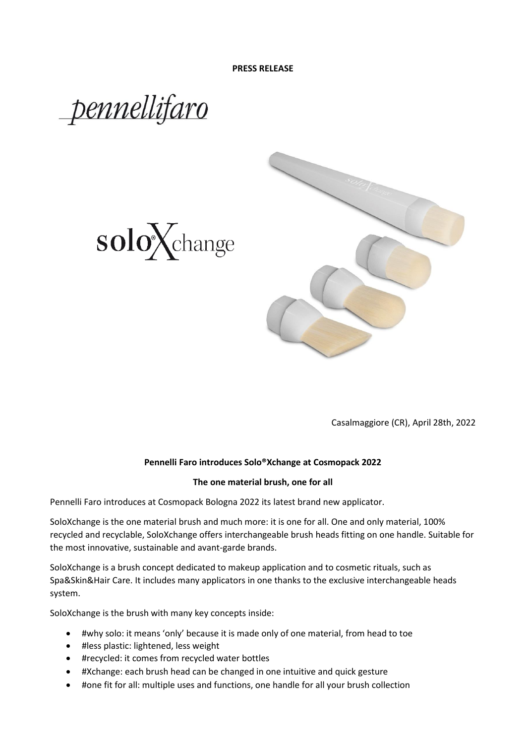**PRESS RELEASE**

pennellifaro

soloXchange

Casalmaggiore (CR), April 28th, 2022

**Pennelli Faro introduces Solo®Xchange at Cosmopack 2022**

**The one material brush, one for all**

Pennelli Faro introduces at Cosmopack Bologna 2022 its latest brand new applicator.

SoloXchange is the one material brush and much more: it is one for all. One and only material, 100% recycled and recyclable, SoloXchange offers interchangeable brush heads fitting on one handle. Suitable for the most innovative, sustainable and avant-garde brands.

SoloXchange is a brush concept dedicated to makeup application and to cosmetic rituals, such as Spa&Skin&Hair Care. It includes many applicators in one thanks to the exclusive interchangeable heads system.

SoloXchange is the brush with many key concepts inside:

- #why solo: it means 'only' because it is made only of one material, from head to toe
- #less plastic: lightened, less weight
- #recycled: it comes from recycled water bottles
- #Xchange: each brush head can be changed in one intuitive and quick gesture
- #one fit for all: multiple uses and functions, one handle for all your brush collection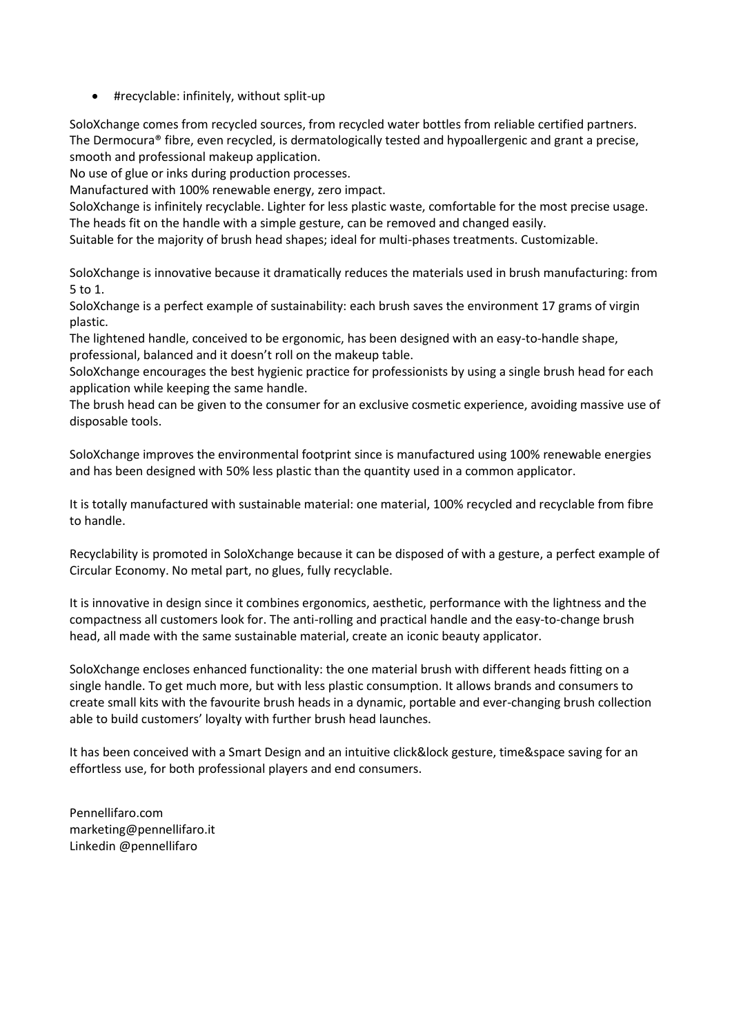- #recyclable: infinitely, without split-up

SoloXchange comes from recycled sources, from recycled water bottles from reliable certified partners.
The Dermocura® fibre, even recycled, is dermatologically tested and hypoallergenic and grant a precise, smooth and professional makeup application.
No use of glue or inks during production processes.
Manufactured with 100% renewable energy, zero impact.
SoloXchange is infinitely recyclable. Lighter for less plastic waste, comfortable for the most precise usage.
The heads fit on the handle with a simple gesture, can be removed and changed easily.
Suitable for the majority of brush head shapes; ideal for multi-phases treatments. Customizable.

SoloXchange is innovative because it dramatically reduces the materials used in brush manufacturing: from 5 to 1.
SoloXchange is a perfect example of sustainability: each brush saves the environment 17 grams of virgin plastic.
The lightened handle, conceived to be ergonomic, has been designed with an easy-to-handle shape, professional, balanced and it doesn't roll on the makeup table.
SoloXchange encourages the best hygienic practice for professionists by using a single brush head for each application while keeping the same handle.
The brush head can be given to the consumer for an exclusive cosmetic experience, avoiding massive use of disposable tools.

SoloXchange improves the environmental footprint since is manufactured using 100% renewable energies and has been designed with 50% less plastic than the quantity used in a common applicator.

It is totally manufactured with sustainable material: one material, 100% recycled and recyclable from fibre to handle.

Recyclability is promoted in SoloXchange because it can be disposed of with a gesture, a perfect example of Circular Economy. No metal part, no glues, fully recyclable.

It is innovative in design since it combines ergonomics, aesthetic, performance with the lightness and the compactness all customers look for. The anti-rolling and practical handle and the easy-to-change brush head, all made with the same sustainable material, create an iconic beauty applicator.

SoloXchange encloses enhanced functionality: the one material brush with different heads fitting on a single handle. To get much more, but with less plastic consumption. It allows brands and consumers to create small kits with the favourite brush heads in a dynamic, portable and ever-changing brush collection able to build customers' loyalty with further brush head launches.

It has been conceived with a Smart Design and an intuitive click&lock gesture, time&space saving for an effortless use, for both professional players and end consumers.

Pennellifaro.com
marketing@pennellifaro.it
Linkedin @pennellifaro